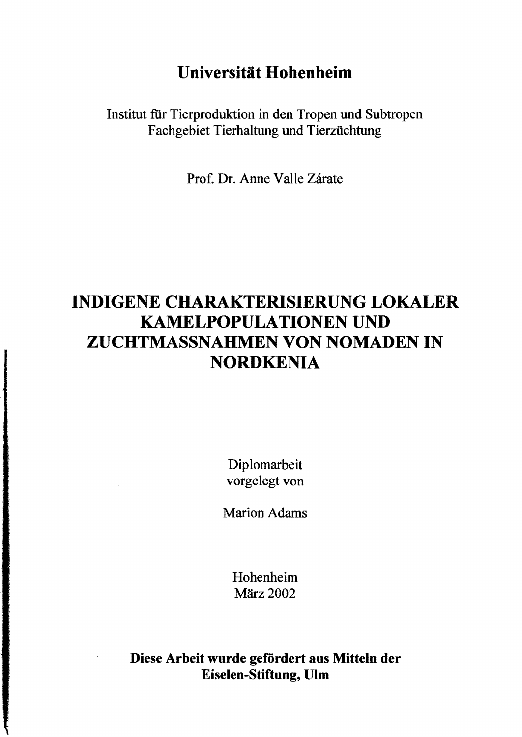# Universität Hohenheim

Institut für Tierproduktion in den Tropen und Subtropen
Fachgebiet Tierhaltung und Tierzüchtung

Prof. Dr. Anne Valle Zárate

# INDIGENE CHARAKTERISIERUNG LOKALER KAMELPOPULATIONEN UND ZUCHTMASSNAHMEN VON NOMADEN IN NORDKENIA

Diplomarbeit
vorgelegt von

Marion Adams

Hohenheim
März 2002

**Diese Arbeit wurde gefördert aus Mitteln der Eiselen-Stiftung, Ulm**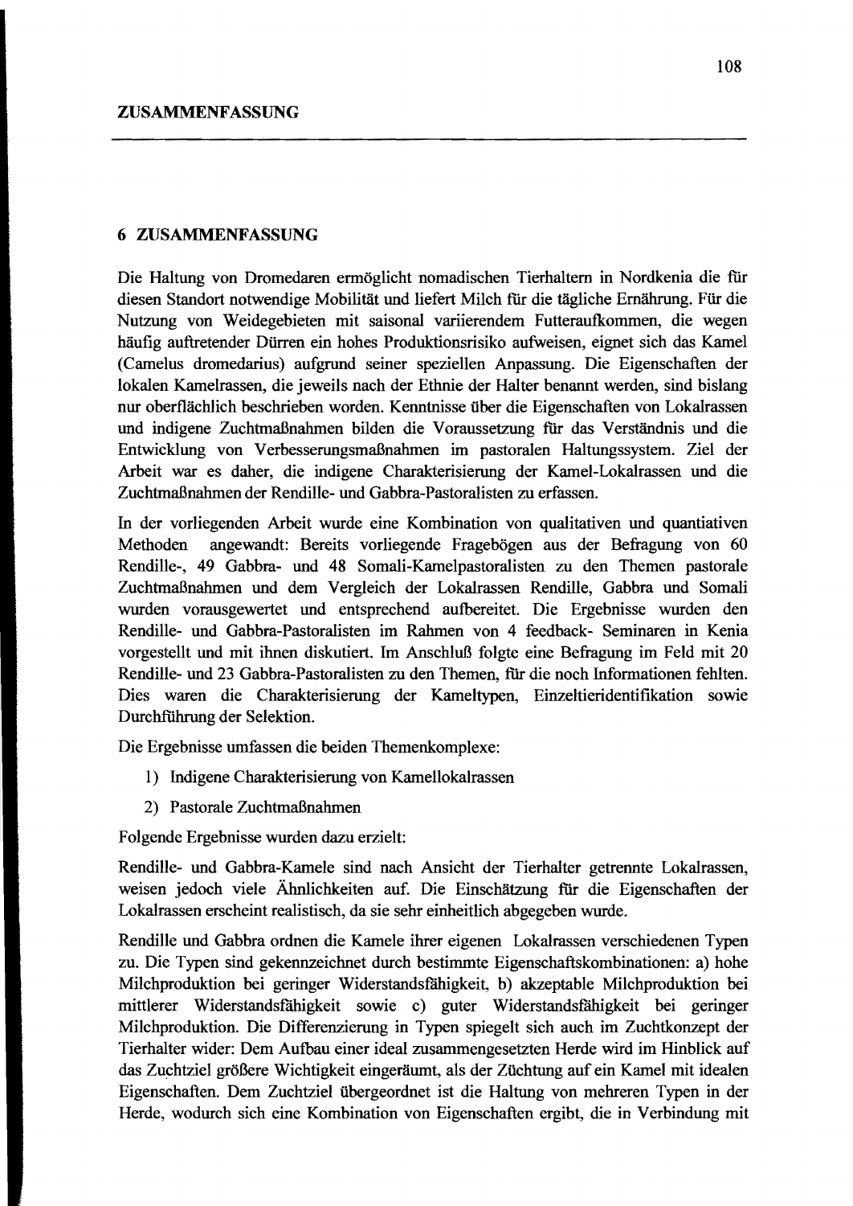## 6 ZUSAMMENFASSUNG

Die Haltung von Dromedaren ermöglicht nomadischen Tierhaltern in Nordkenia die für diesen Standort notwendige Mobilität und liefert Milch für die tägliche Ernährung. Für die Nutzung von Weidegebieten mit saisonal variierendem Futteraufkommen, die wegen häufig auftretender Dürren ein hohes Produktionsrisiko aufweisen, eignet sich das Kamel (Camelus dromedarius) aufgrund seiner speziellen Anpassung. Die Eigenschaften der lokalen Kamelrassen, die jeweils nach der Ethnie der Halter benannt werden, sind bislang nur oberflächlich beschrieben worden. Kenntnisse über die Eigenschaften von Lokalrassen und indigene Zuchtmaßnahmen bilden die Voraussetzung für das Verständnis und die Entwicklung von Verbesserungsmaßnahmen im pastoralen Haltungssystem. Ziel der Arbeit war es daher, die indigene Charakterisierung der Kamel-Lokalrassen und die Zuchtmaßnahmen der Rendille- und Gabbra-Pastoralisten zu erfassen.

In der vorliegenden Arbeit wurde eine Kombination von qualitativen und quantiativen Methoden angewandt: Bereits vorliegende Fragebögen aus der Befragung von 60 Rendille-, 49 Gabbra- und 48 Somali-Kamelpastoralisten zu den Themen pastorale Zuchtmaßnahmen und dem Vergleich der Lokalrassen Rendille, Gabbra und Somali wurden vorausgewertet und entsprechend aufbereitet. Die Ergebnisse wurden den Rendille- und Gabbra-Pastoralisten im Rahmen von 4 feedback- Seminaren in Kenia vorgestellt und mit ihnen diskutiert. Im Anschluß folgte eine Befragung im Feld mit 20 Rendille- und 23 Gabbra-Pastoralisten zu den Themen, für die noch Informationen fehlten. Dies waren die Charakterisierung der Kameltypen, Einzeltieridentifikation sowie Durchführung der Selektion.

Die Ergebnisse umfassen die beiden Themenkomplexe:

1) Indigene Charakterisierung von Kamellokalrassen
2) Pastorale Zuchtmaßnahmen

Folgende Ergebnisse wurden dazu erzielt:

Rendille- und Gabbra-Kamele sind nach Ansicht der Tierhalter getrennte Lokalrassen, weisen jedoch viele Ähnlichkeiten auf. Die Einschätzung für die Eigenschaften der Lokalrassen erscheint realistisch, da sie sehr einheitlich abgegeben wurde.

Rendille und Gabbra ordnen die Kamele ihrer eigenen Lokalrassen verschiedenen Typen zu. Die Typen sind gekennzeichnet durch bestimmte Eigenschaftskombinationen: a) hohe Milchproduktion bei geringer Widerstandsfähigkeit, b) akzeptable Milchproduktion bei mittlerer Widerstandsfähigkeit sowie c) guter Widerstandsfähigkeit bei geringer Milchproduktion. Die Differenzierung in Typen spiegelt sich auch im Zuchtkonzept der Tierhalter wider: Dem Aufbau einer ideal zusammengesetzten Herde wird im Hinblick auf das Zuchtziel größere Wichtigkeit eingeräumt, als der Züchtung auf ein Kamel mit idealen Eigenschaften. Dem Zuchtziel übergeordnet ist die Haltung von mehreren Typen in der Herde, wodurch sich eine Kombination von Eigenschaften ergibt, die in Verbindung mit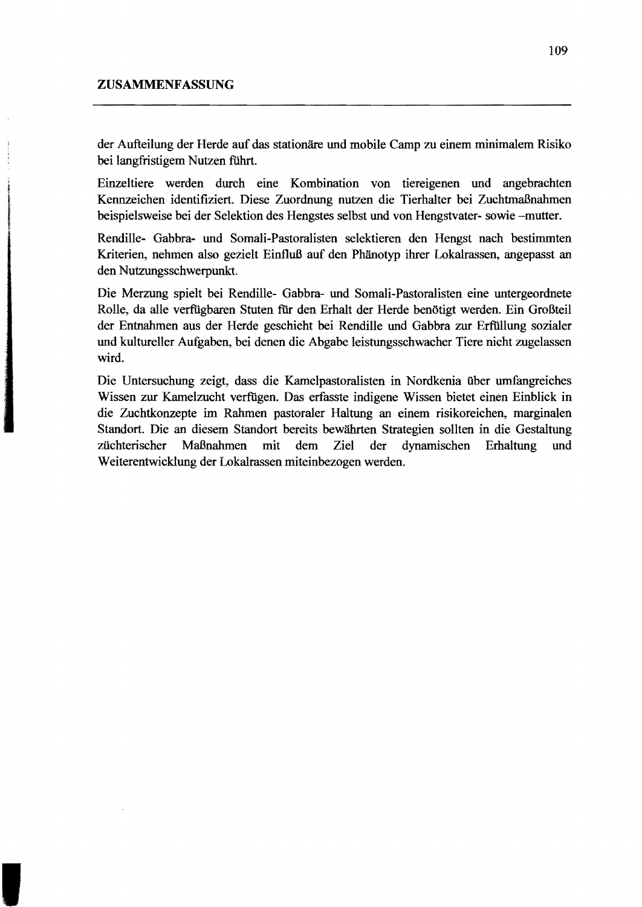der Aufteilung der Herde auf das stationäre und mobile Camp zu einem minimalem Risiko bei langfristigem Nutzen führt.

Einzeltiere werden durch eine Kombination von tiereigenen und angebrachten Kennzeichen identifiziert. Diese Zuordnung nutzen die Tierhalter bei Zuchtmaßnahmen beispielsweise bei der Selektion des Hengstes selbst und von Hengstvater- sowie –mutter.

Rendille- Gabbra- und Somali-Pastoralisten selektieren den Hengst nach bestimmten Kriterien, nehmen also gezielt Einfluß auf den Phänotyp ihrer Lokalrassen, angepasst an den Nutzungsschwerpunkt.

Die Merzung spielt bei Rendille- Gabbra- und Somali-Pastoralisten eine untergeordnete Rolle, da alle verfügbaren Stuten für den Erhalt der Herde benötigt werden. Ein Großteil der Entnahmen aus der Herde geschieht bei Rendille und Gabbra zur Erfüllung sozialer und kultureller Aufgaben, bei denen die Abgabe leistungsschwacher Tiere nicht zugelassen wird.

Die Untersuchung zeigt, dass die Kamelpastoralisten in Nordkenia über umfangreiches Wissen zur Kamelzucht verfügen. Das erfasste indigene Wissen bietet einen Einblick in die Zuchtkonzepte im Rahmen pastoraler Haltung an einem risikoreichen, marginalen Standort. Die an diesem Standort bereits bewährten Strategien sollten in die Gestaltung züchterischer Maßnahmen mit dem Ziel der dynamischen Erhaltung und Weiterentwicklung der Lokalrassen miteinbezogen werden.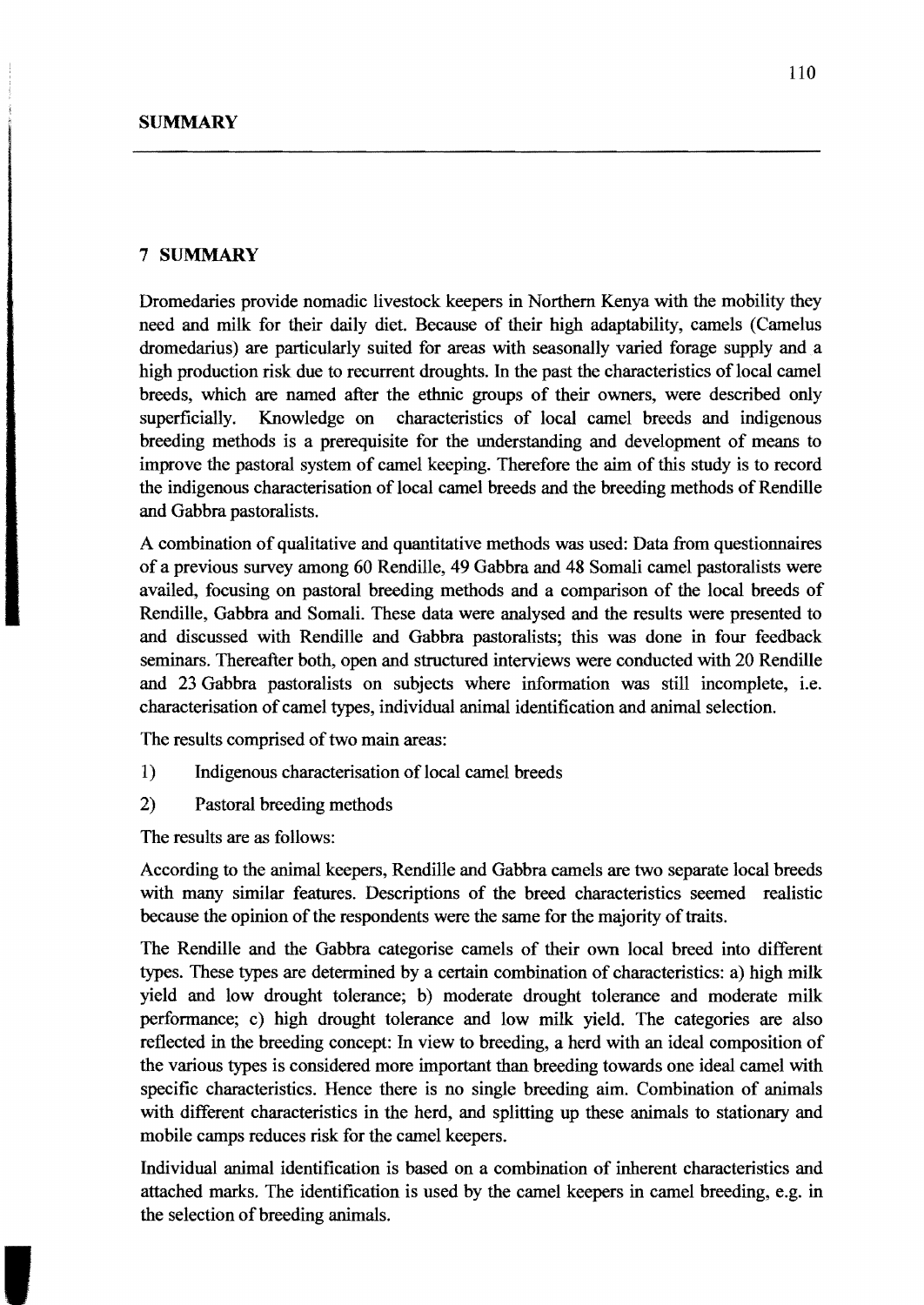# 7 SUMMARY

Dromedaries provide nomadic livestock keepers in Northern Kenya with the mobility they need and milk for their daily diet. Because of their high adaptability, camels (Camelus dromedarius) are particularly suited for areas with seasonally varied forage supply and a high production risk due to recurrent droughts. In the past the characteristics of local camel breeds, which are named after the ethnic groups of their owners, were described only superficially. Knowledge on characteristics of local camel breeds and indigenous breeding methods is a prerequisite for the understanding and development of means to improve the pastoral system of camel keeping. Therefore the aim of this study is to record the indigenous characterisation of local camel breeds and the breeding methods of Rendille and Gabbra pastoralists.

A combination of qualitative and quantitative methods was used: Data from questionnaires of a previous survey among 60 Rendille, 49 Gabbra and 48 Somali camel pastoralists were availed, focusing on pastoral breeding methods and a comparison of the local breeds of Rendille, Gabbra and Somali. These data were analysed and the results were presented to and discussed with Rendille and Gabbra pastoralists; this was done in four feedback seminars. Thereafter both, open and structured interviews were conducted with 20 Rendille and 23 Gabbra pastoralists on subjects where information was still incomplete, i.e. characterisation of camel types, individual animal identification and animal selection.

The results comprised of two main areas:

1) Indigenous characterisation of local camel breeds
2) Pastoral breeding methods

The results are as follows:

According to the animal keepers, Rendille and Gabbra camels are two separate local breeds with many similar features. Descriptions of the breed characteristics seemed realistic because the opinion of the respondents were the same for the majority of traits.

The Rendille and the Gabbra categorise camels of their own local breed into different types. These types are determined by a certain combination of characteristics: a) high milk yield and low drought tolerance; b) moderate drought tolerance and moderate milk performance; c) high drought tolerance and low milk yield. The categories are also reflected in the breeding concept: In view to breeding, a herd with an ideal composition of the various types is considered more important than breeding towards one ideal camel with specific characteristics. Hence there is no single breeding aim. Combination of animals with different characteristics in the herd, and splitting up these animals to stationary and mobile camps reduces risk for the camel keepers.

Individual animal identification is based on a combination of inherent characteristics and attached marks. The identification is used by the camel keepers in camel breeding, e.g. in the selection of breeding animals.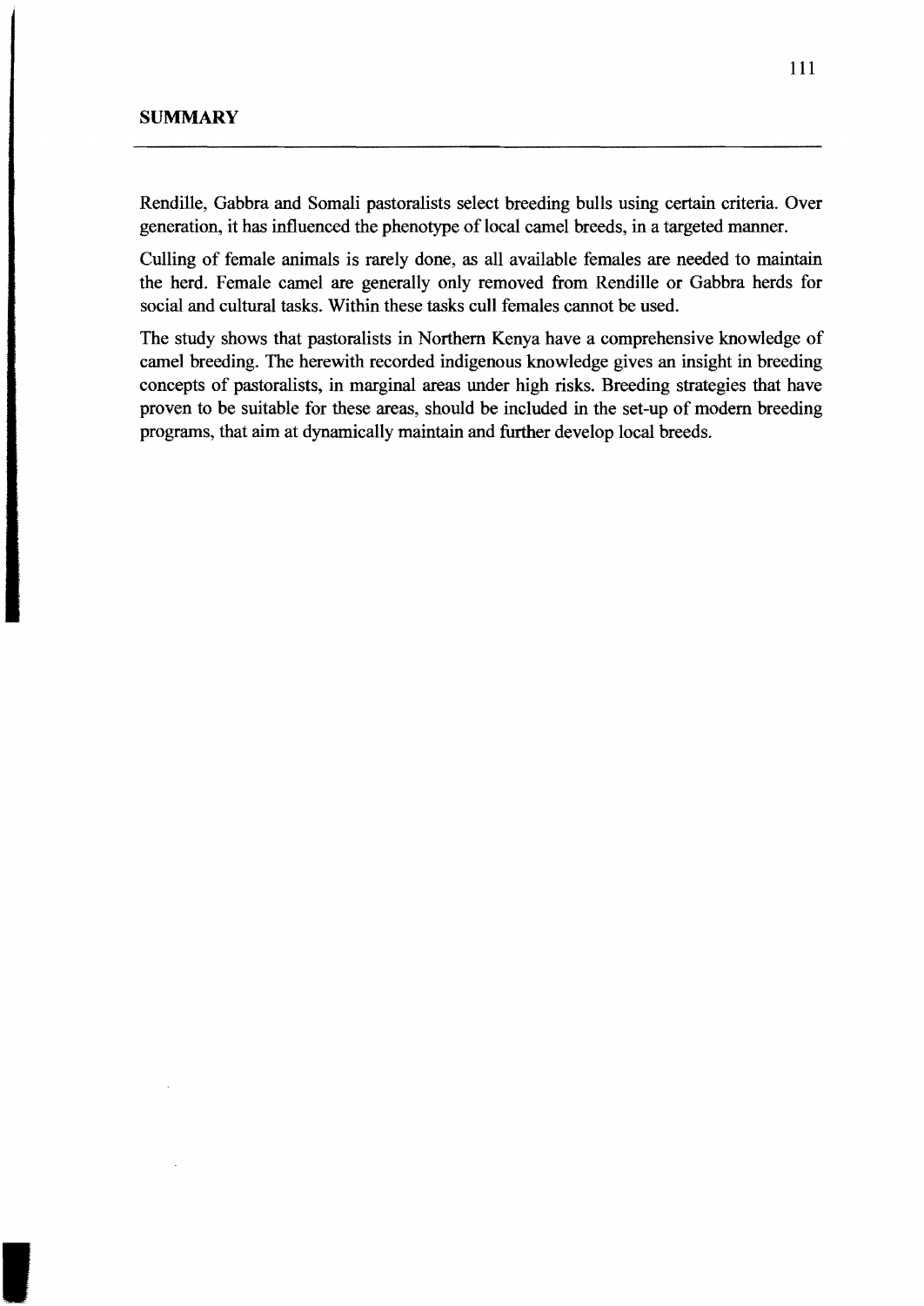## SUMMARY

Rendille, Gabbra and Somali pastoralists select breeding bulls using certain criteria. Over generation, it has influenced the phenotype of local camel breeds, in a targeted manner.

Culling of female animals is rarely done, as all available females are needed to maintain the herd. Female camel are generally only removed from Rendille or Gabbra herds for social and cultural tasks. Within these tasks cull females cannot be used.

The study shows that pastoralists in Northern Kenya have a comprehensive knowledge of camel breeding. The herewith recorded indigenous knowledge gives an insight in breeding concepts of pastoralists, in marginal areas under high risks. Breeding strategies that have proven to be suitable for these areas, should be included in the set-up of modern breeding programs, that aim at dynamically maintain and further develop local breeds.